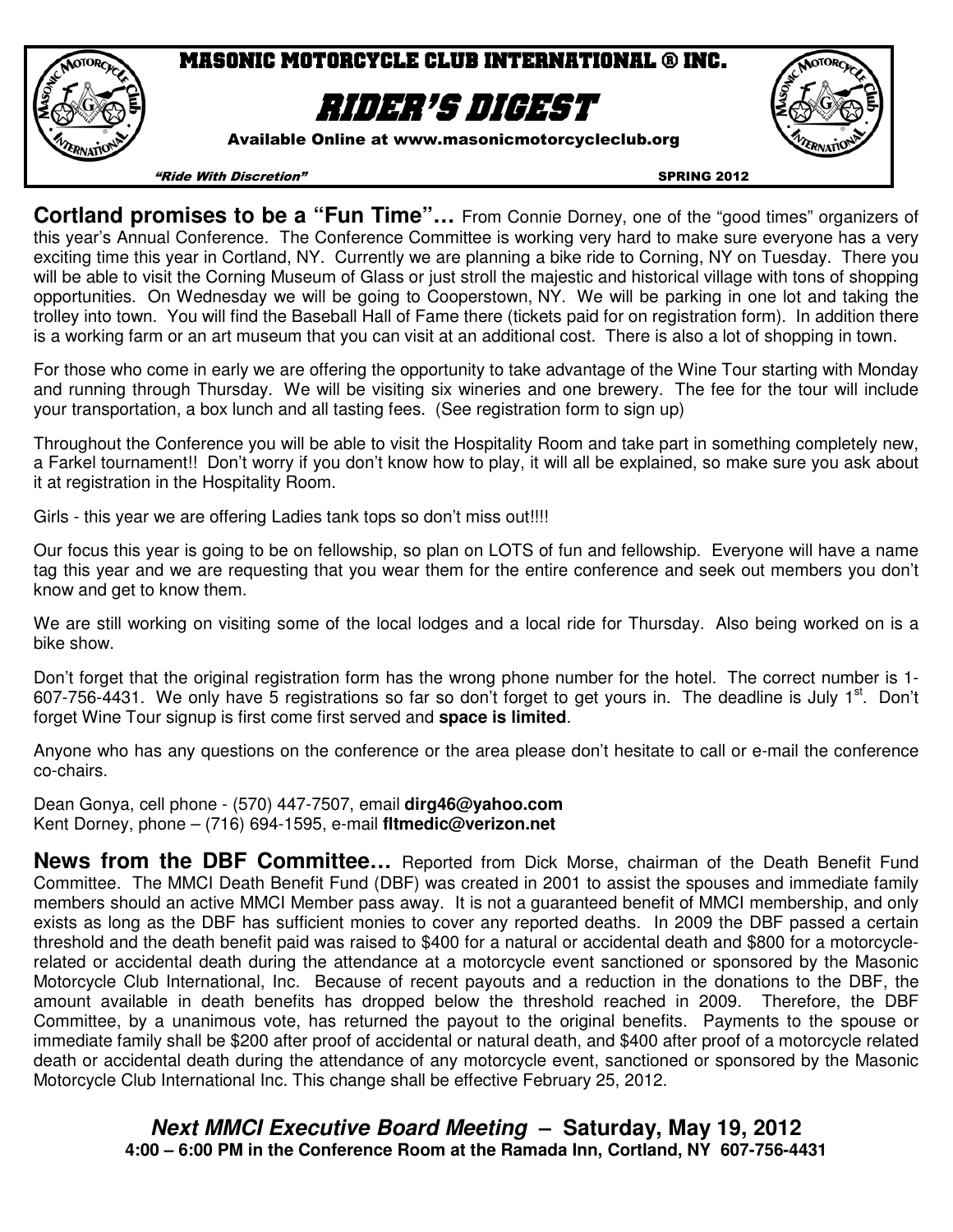# MASONIC MOTORCYCLE CLUB INTERNATIONAL ® INC.

# RIDER'S DIGEST

Available Online at www.masonicmotorcycleclub.org

*"Ride With Discretion"* SPRING 2012

**Cortland promises to be a "Fun Time"…** From Connie Dorney, one of the "good times" organizers of this year's Annual Conference. The Conference Committee is working very hard to make sure everyone has a very exciting time this year in Cortland, NY. Currently we are planning a bike ride to Corning, NY on Tuesday. There you will be able to visit the Corning Museum of Glass or just stroll the majestic and historical village with tons of shopping opportunities. On Wednesday we will be going to Cooperstown, NY. We will be parking in one lot and taking the trolley into town. You will find the Baseball Hall of Fame there (tickets paid for on registration form). In addition there is a working farm or an art museum that you can visit at an additional cost. There is also a lot of shopping in town.

For those who come in early we are offering the opportunity to take advantage of the Wine Tour starting with Monday and running through Thursday. We will be visiting six wineries and one brewery. The fee for the tour will include your transportation, a box lunch and all tasting fees. (See registration form to sign up)

Throughout the Conference you will be able to visit the Hospitality Room and take part in something completely new, a Farkel tournament!! Don't worry if you don't know how to play, it will all be explained, so make sure you ask about it at registration in the Hospitality Room.

Girls - this year we are offering Ladies tank tops so don't miss out!!!!

Our focus this year is going to be on fellowship, so plan on LOTS of fun and fellowship. Everyone will have a name tag this year and we are requesting that you wear them for the entire conference and seek out members you don't know and get to know them.

We are still working on visiting some of the local lodges and a local ride for Thursday. Also being worked on is a bike show.

Don't forget that the original registration form has the wrong phone number for the hotel. The correct number is 1-607-756-4431. We only have 5 registrations so far so don't forget to get yours in. The deadline is July 1st. Don't forget Wine Tour signup is first come first served and **space is limited**.

Anyone who has any questions on the conference or the area please don't hesitate to call or e-mail the conference co-chairs.

Dean Gonya, cell phone - (570) 447-7507, email **dirg46@yahoo.com**
Kent Dorney, phone – (716) 694-1595, e-mail **fltmedic@verizon.net**

**News from the DBF Committee…** Reported from Dick Morse, chairman of the Death Benefit Fund Committee. The MMCI Death Benefit Fund (DBF) was created in 2001 to assist the spouses and immediate family members should an active MMCI Member pass away. It is not a guaranteed benefit of MMCI membership, and only exists as long as the DBF has sufficient monies to cover any reported deaths. In 2009 the DBF passed a certain threshold and the death benefit paid was raised to $400 for a natural or accidental death and $800 for a motorcycle-related or accidental death during the attendance at a motorcycle event sanctioned or sponsored by the Masonic Motorcycle Club International, Inc. Because of recent payouts and a reduction in the donations to the DBF, the amount available in death benefits has dropped below the threshold reached in 2009. Therefore, the DBF Committee, by a unanimous vote, has returned the payout to the original benefits. Payments to the spouse or immediate family shall be $200 after proof of accidental or natural death, and $400 after proof of a motorcycle related death or accidental death during the attendance of any motorcycle event, sanctioned or sponsored by the Masonic Motorcycle Club International Inc. This change shall be effective February 25, 2012.

***Next MMCI Executive Board Meeting* – Saturday, May 19, 2012**
**4:00 – 6:00 PM in the Conference Room at the Ramada Inn, Cortland, NY 607-756-4431**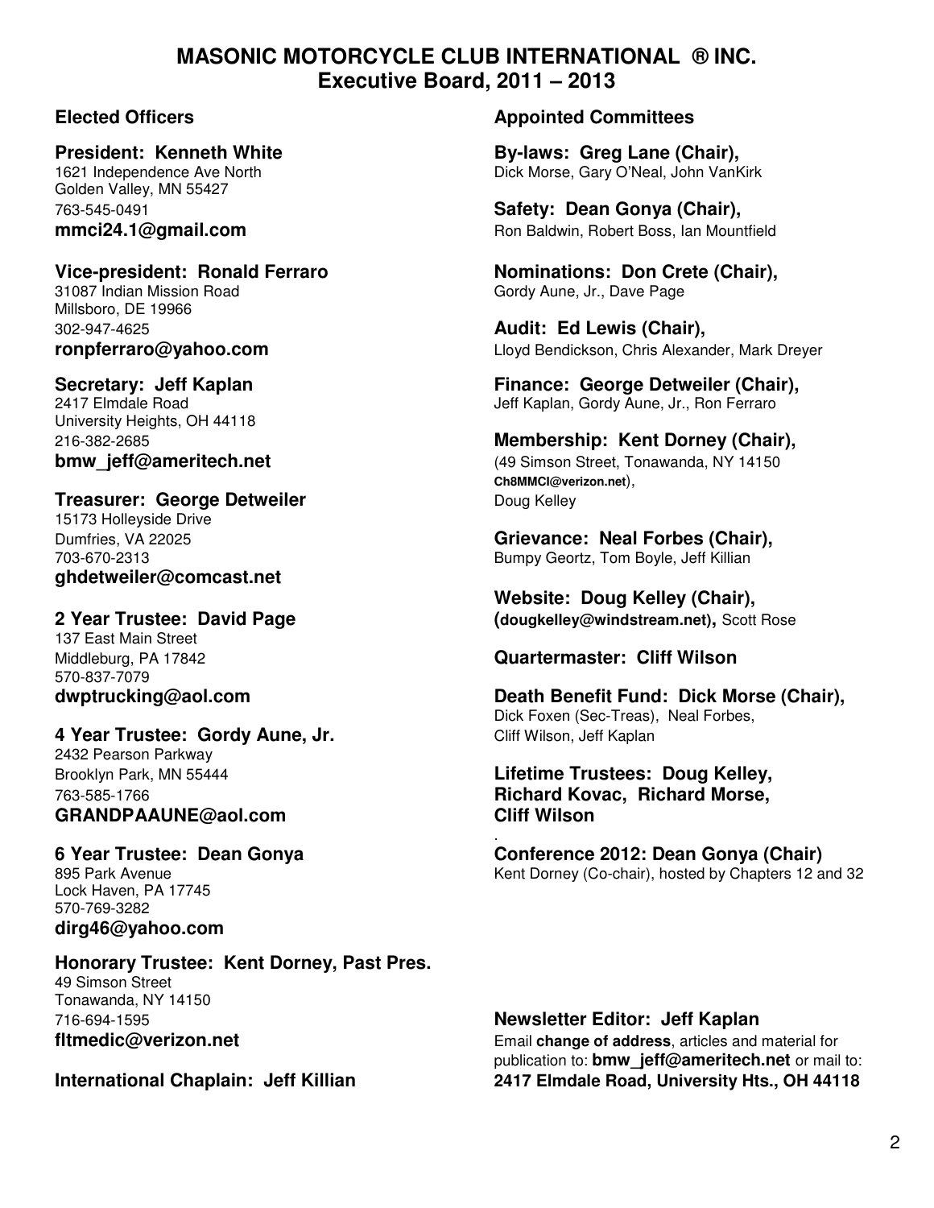# MASONIC MOTORCYCLE CLUB INTERNATIONAL ® INC.
## Executive Board, 2011 – 2013

### Elected Officers

**President: Kenneth White**
1621 Independence Ave North
Golden Valley, MN 55427
763-545-0491
**mmci24.1@gmail.com**

**Vice-president: Ronald Ferraro**
31087 Indian Mission Road
Millsboro, DE 19966
302-947-4625
**ronpferraro@yahoo.com**

**Secretary: Jeff Kaplan**
2417 Elmdale Road
University Heights, OH 44118
216-382-2685
**bmw_jeff@ameritech.net**

**Treasurer: George Detweiler**
15173 Hollyeside Drive
Dumfries, VA 22025
703-670-2313
**ghdetweiler@comcast.net**

**2 Year Trustee: David Page**
137 East Main Street
Middleburg, PA 17842
570-837-7079
**dwptrucking@aol.com**

**4 Year Trustee: Gordy Aune, Jr.**
2432 Pearson Parkway
Brooklyn Park, MN 55444
763-585-1766
**GRANDPAAUNE@aol.com**

**6 Year Trustee: Dean Gonya**
895 Park Avenue
Lock Haven, PA 17745
570-769-3282
**dirg46@yahoo.com**

**Honorary Trustee: Kent Dorney, Past Pres.**
49 Simson Street
Tonawanda, NY 14150
716-694-1595
**fltmedic@verizon.net**

**International Chaplain: Jeff Killian**

### Appointed Committees

**By-laws: Greg Lane (Chair),**
Dick Morse, Gary O'Neal, John VanKirk

**Safety: Dean Gonya (Chair),**
Ron Baldwin, Robert Boss, Ian Mountfield

**Nominations: Don Crete (Chair),**
Gordy Aune, Jr., Dave Page

**Audit: Ed Lewis (Chair),**
Lloyd Bendickson, Chris Alexander, Mark Dreyer

**Finance: George Detweiler (Chair),**
Jeff Kaplan, Gordy Aune, Jr., Ron Ferraro

**Membership: Kent Dorney (Chair),**
(49 Simson Street, Tonawanda, NY 14150 **Ch8MMCI@verizon.net**),
Doug Kelley

**Grievance: Neal Forbes (Chair),**
Bumpy Geortz, Tom Boyle, Jeff Killian

**Website: Doug Kelley (Chair),**
**(dougkelley@windstream.net),** Scott Rose

**Quartermaster: Cliff Wilson**

**Death Benefit Fund: Dick Morse (Chair),**
Dick Foxen (Sec-Treas), Neal Forbes,
Cliff Wilson, Jeff Kaplan

**Lifetime Trustees: Doug Kelley, Richard Kovac, Richard Morse, Cliff Wilson**

**Conference 2012: Dean Gonya (Chair)**
Kent Dorney (Co-chair), hosted by Chapters 12 and 32

**Newsletter Editor: Jeff Kaplan**
Email **change of address**, articles and material for publication to: **bmw_jeff@ameritech.net** or mail to: **2417 Elmdale Road, University Hts., OH 44118**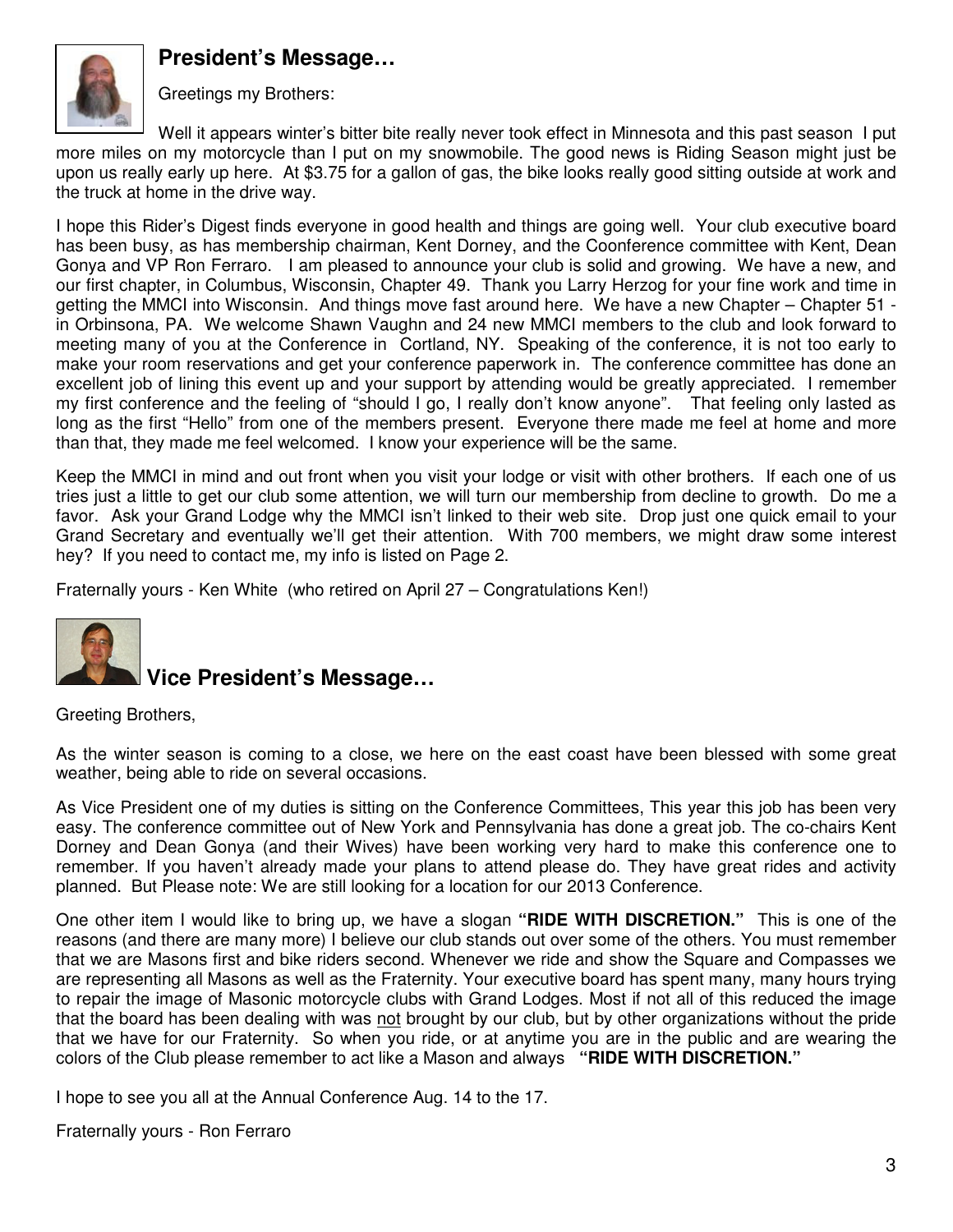## President's Message…

Greetings my Brothers:

Well it appears winter's bitter bite really never took effect in Minnesota and this past season I put more miles on my motorcycle than I put on my snowmobile. The good news is Riding Season might just be upon us really early up here. At $3.75 for a gallon of gas, the bike looks really good sitting outside at work and the truck at home in the drive way.

I hope this Rider's Digest finds everyone in good health and things are going well. Your club executive board has been busy, as has membership chairman, Kent Dorney, and the Coonference committee with Kent, Dean Gonya and VP Ron Ferraro. I am pleased to announce your club is solid and growing. We have a new, and our first chapter, in Columbus, Wisconsin, Chapter 49. Thank you Larry Herzog for your fine work and time in getting the MMCI into Wisconsin. And things move fast around here. We have a new Chapter – Chapter 51 - in Orbinsona, PA. We welcome Shawn Vaughn and 24 new MMCI members to the club and look forward to meeting many of you at the Conference in Cortland, NY. Speaking of the conference, it is not too early to make your room reservations and get your conference paperwork in. The conference committee has done an excellent job of lining this event up and your support by attending would be greatly appreciated. I remember my first conference and the feeling of "should I go, I really don't know anyone". That feeling only lasted as long as the first "Hello" from one of the members present. Everyone there made me feel at home and more than that, they made me feel welcomed. I know your experience will be the same.

Keep the MMCI in mind and out front when you visit your lodge or visit with other brothers. If each one of us tries just a little to get our club some attention, we will turn our membership from decline to growth. Do me a favor. Ask your Grand Lodge why the MMCI isn't linked to their web site. Drop just one quick email to your Grand Secretary and eventually we'll get their attention. With 700 members, we might draw some interest hey? If you need to contact me, my info is listed on Page 2.

Fraternally yours - Ken White (who retired on April 27 – Congratulations Ken!)

## Vice President's Message…

Greeting Brothers,

As the winter season is coming to a close, we here on the east coast have been blessed with some great weather, being able to ride on several occasions.

As Vice President one of my duties is sitting on the Conference Committees, This year this job has been very easy. The conference committee out of New York and Pennsylvania has done a great job. The co-chairs Kent Dorney and Dean Gonya (and their Wives) have been working very hard to make this conference one to remember. If you haven't already made your plans to attend please do. They have great rides and activity planned. But Please note: We are still looking for a location for our 2013 Conference.

One other item I would like to bring up, we have a slogan **"RIDE WITH DISCRETION."** This is one of the reasons (and there are many more) I believe our club stands out over some of the others. You must remember that we are Masons first and bike riders second. Whenever we ride and show the Square and Compasses we are representing all Masons as well as the Fraternity. Your executive board has spent many, many hours trying to repair the image of Masonic motorcycle clubs with Grand Lodges. Most if not all of this reduced the image that the board has been dealing with was <u>not</u> brought by our club, but by other organizations without the pride that we have for our Fraternity. So when you ride, or at anytime you are in the public and are wearing the colors of the Club please remember to act like a Mason and always **"RIDE WITH DISCRETION."**

I hope to see you all at the Annual Conference Aug. 14 to the 17.

Fraternally yours - Ron Ferraro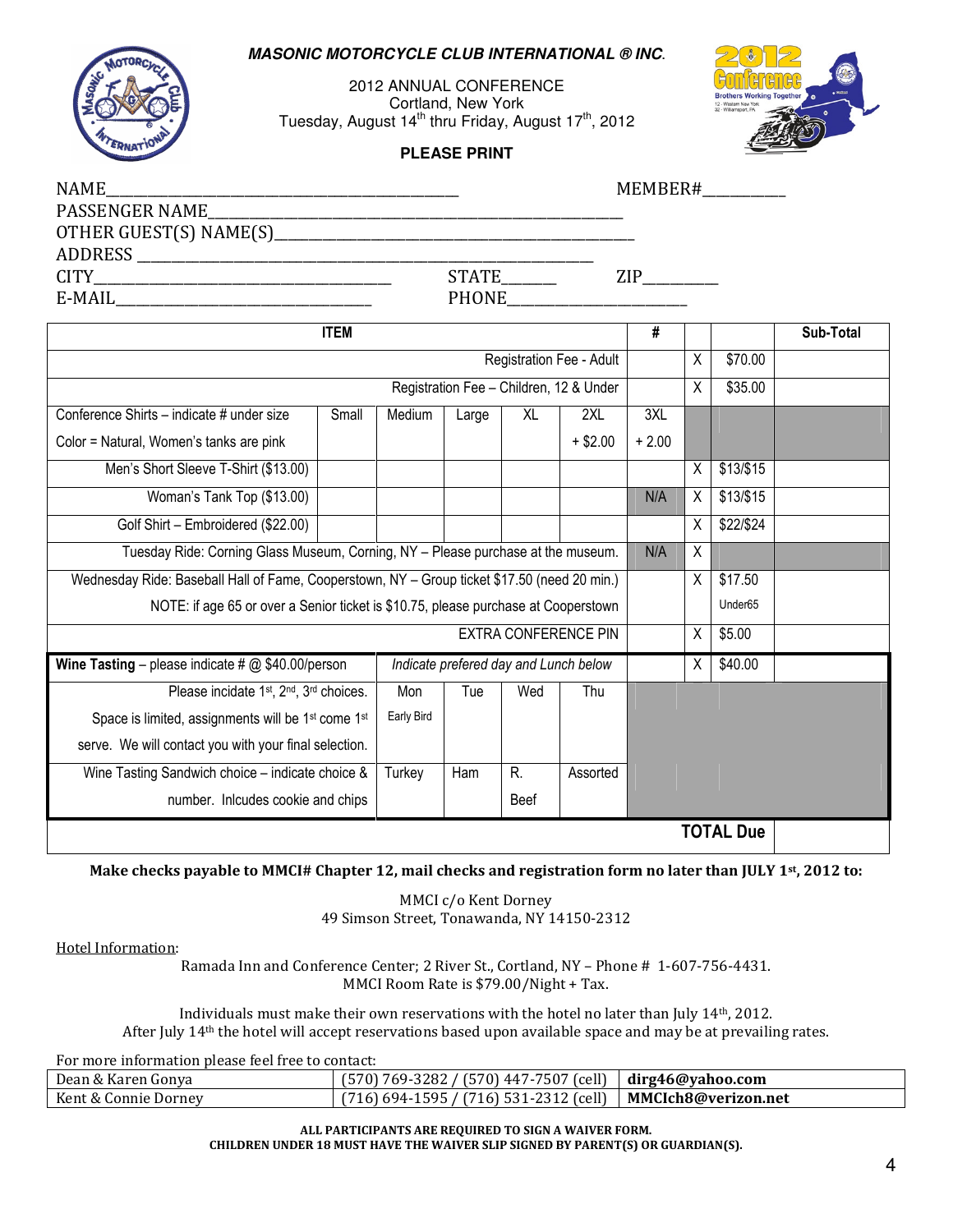**_MASONIC MOTORCYCLE CLUB INTERNATIONAL ® INC._**

2012 ANNUAL CONFERENCE
Cortland, New York
Tuesday, August 14th thru Friday, August 17th, 2012

**PLEASE PRINT**

NAME_______________________________________________ MEMBER#___________
PASSENGER NAME_______________________________________________________
OTHER GUEST(S) NAME(S)________________________________________________
ADDRESS ______________________________________________________________
CITY_____________________________________ STATE_______ ZIP__________
E-MAIL__________________________________ PHONE______________________

| ITEM | | | | | | # | | | Sub-Total |
|---|---|---|---|---|---|---|---|---|---|
| Registration Fee - Adult | | | | | | | X | $70.00 | |
| Registration Fee – Children, 12 & Under | | | | | | | X | $35.00 | |
| Conference Shirts – indicate # under size<br>Color = Natural, Women's tanks are pink | Small | Medium | Large | XL | 2XL<br>+ $2.00 | 3XL<br>+ 2.00 | | | |
| Men's Short Sleeve T-Shirt ($13.00) | | | | | | | X | $13/$15 | |
| Woman's Tank Top ($13.00) | | | | | | N/A | X | $13/$15 | |
| Golf Shirt – Embroidered ($22.00) | | | | | | | X | $22/$24 | |
| Tuesday Ride: Corning Glass Museum, Corning, NY – Please purchase at the museum. | | | | | | N/A | X | | |
| Wednesday Ride: Baseball Hall of Fame, Cooperstown, NY – Group ticket $17.50 (need 20 min.)<br>NOTE: if age 65 or over a Senior ticket is $10.75, please purchase at Cooperstown | | | | | | | X | $17.50<br>Under65 | |
| EXTRA CONFERENCE PIN | | | | | | | X | $5.00 | |
| **Wine Tasting** – please indicate # @ $40.00/person | *Indicate prefered day and Lunch below* | | | | | | X | $40.00 | |
| Please incidate 1st, 2nd, 3rd choices.<br>Space is limited, assignments will be 1st come 1st serve. We will contact you with your final selection. | Mon<br>Early Bird | Tue | Wed | Thu | | | | | |
| Wine Tasting Sandwich choice – indicate choice & number. Inlcudes cookie and chips | Turkey | Ham | R. Beef | Assorted | | | | | |
| **TOTAL Due** | | | | | | | | | |

**Make checks payable to MMCI# Chapter 12, mail checks and registration form no later than JULY 1st, 2012 to:**

MMCI c/o Kent Dorney
49 Simson Street, Tonawanda, NY 14150-2312

Hotel Information:

Ramada Inn and Conference Center; 2 River St., Cortland, NY – Phone # 1-607-756-4431.
MMCI Room Rate is $79.00/Night + Tax.

Individuals must make their own reservations with the hotel no later than July 14th, 2012.
After July 14th the hotel will accept reservations based upon available space and may be at prevailing rates.

For more information please feel free to contact:

| | | |
|---|---|---|
| Dean & Karen Gonya | (570) 769-3282 / (570) 447-7507 (cell) | **dirg46@yahoo.com** |
| Kent & Connie Dorney | (716) 694-1595 / (716) 531-2312 (cell) | **MMCIch8@verizon.net** |

**ALL PARTICIPANTS ARE REQUIRED TO SIGN A WAIVER FORM.**
**CHILDREN UNDER 18 MUST HAVE THE WAIVER SLIP SIGNED BY PARENT(S) OR GUARDIAN(S).**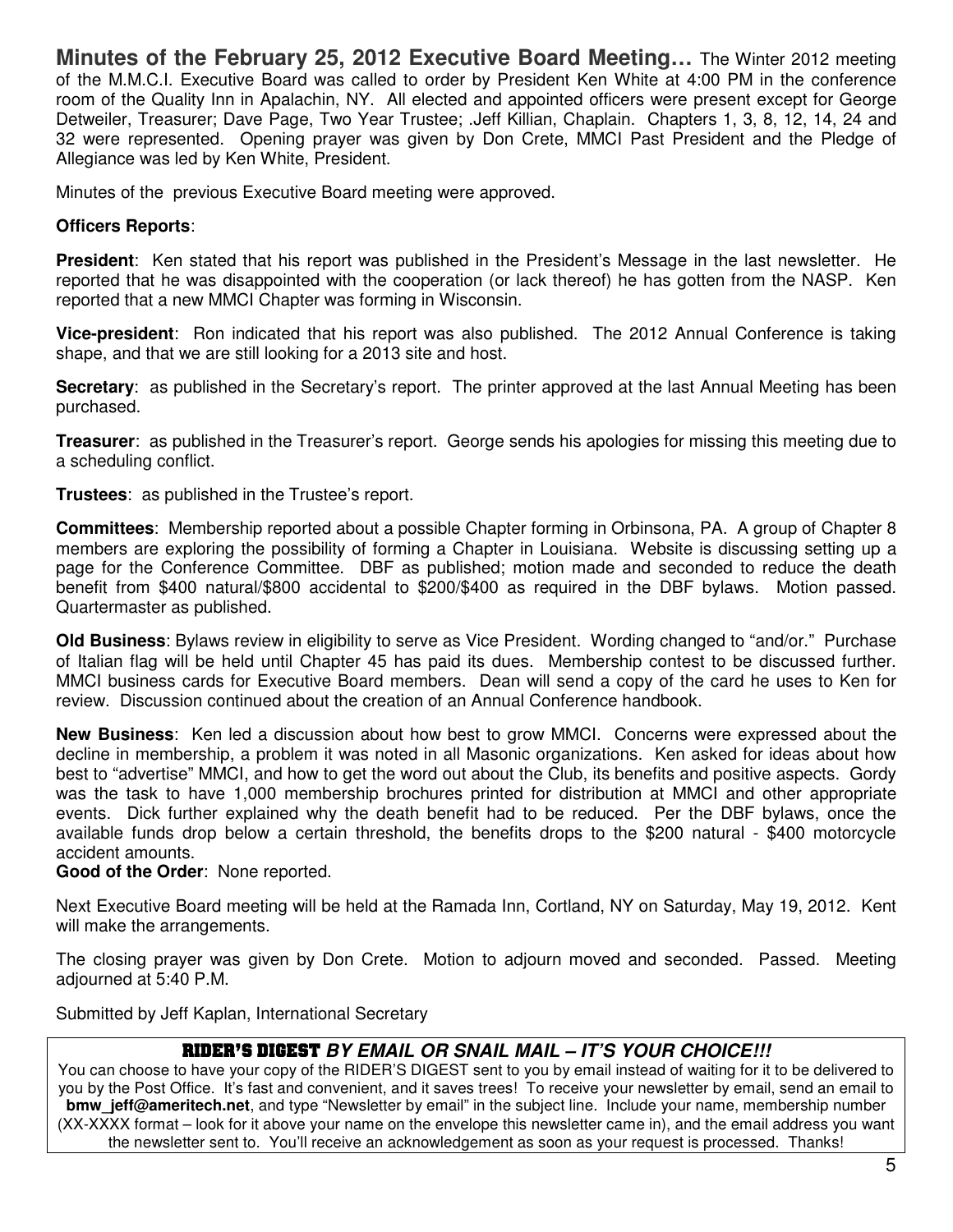**Minutes of the February 25, 2012 Executive Board Meeting…** The Winter 2012 meeting of the M.M.C.I. Executive Board was called to order by President Ken White at 4:00 PM in the conference room of the Quality Inn in Apalachin, NY. All elected and appointed officers were present except for George Detweiler, Treasurer; Dave Page, Two Year Trustee; .Jeff Killian, Chaplain. Chapters 1, 3, 8, 12, 14, 24 and 32 were represented. Opening prayer was given by Don Crete, MMCI Past President and the Pledge of Allegiance was led by Ken White, President.

Minutes of the previous Executive Board meeting were approved.

**Officers Reports**:

**President**: Ken stated that his report was published in the President's Message in the last newsletter. He reported that he was disappointed with the cooperation (or lack thereof) he has gotten from the NASP. Ken reported that a new MMCI Chapter was forming in Wisconsin.

**Vice-president**: Ron indicated that his report was also published. The 2012 Annual Conference is taking shape, and that we are still looking for a 2013 site and host.

**Secretary**: as published in the Secretary's report. The printer approved at the last Annual Meeting has been purchased.

**Treasurer**: as published in the Treasurer's report. George sends his apologies for missing this meeting due to a scheduling conflict.

**Trustees**: as published in the Trustee's report.

**Committees**: Membership reported about a possible Chapter forming in Orbinsona, PA. A group of Chapter 8 members are exploring the possibility of forming a Chapter in Louisiana. Website is discussing setting up a page for the Conference Committee. DBF as published; motion made and seconded to reduce the death benefit from $400 natural/$800 accidental to $200/$400 as required in the DBF bylaws. Motion passed. Quartermaster as published.

**Old Business**: Bylaws review in eligibility to serve as Vice President. Wording changed to "and/or." Purchase of Italian flag will be held until Chapter 45 has paid its dues. Membership contest to be discussed further. MMCI business cards for Executive Board members. Dean will send a copy of the card he uses to Ken for review. Discussion continued about the creation of an Annual Conference handbook.

**New Business**: Ken led a discussion about how best to grow MMCI. Concerns were expressed about the decline in membership, a problem it was noted in all Masonic organizations. Ken asked for ideas about how best to "advertise" MMCI, and how to get the word out about the Club, its benefits and positive aspects. Gordy was the task to have 1,000 membership brochures printed for distribution at MMCI and other appropriate events. Dick further explained why the death benefit had to be reduced. Per the DBF bylaws, once the available funds drop below a certain threshold, the benefits drops to the $200 natural - $400 motorcycle accident amounts.

**Good of the Order**: None reported.

Next Executive Board meeting will be held at the Ramada Inn, Cortland, NY on Saturday, May 19, 2012. Kent will make the arrangements.

The closing prayer was given by Don Crete. Motion to adjourn moved and seconded. Passed. Meeting adjourned at 5:40 P.M.

Submitted by Jeff Kaplan, International Secretary

---

**RIDER'S DIGEST** ***BY EMAIL OR SNAIL MAIL – IT'S YOUR CHOICE!!!***

You can choose to have your copy of the RIDER'S DIGEST sent to you by email instead of waiting for it to be delivered to you by the Post Office. It's fast and convenient, and it saves trees! To receive your newsletter by email, send an email to **bmw_jeff@ameritech.net**, and type "Newsletter by email" in the subject line. Include your name, membership number (XX-XXXX format – look for it above your name on the envelope this newsletter came in), and the email address you want the newsletter sent to. You'll receive an acknowledgement as soon as your request is processed. Thanks!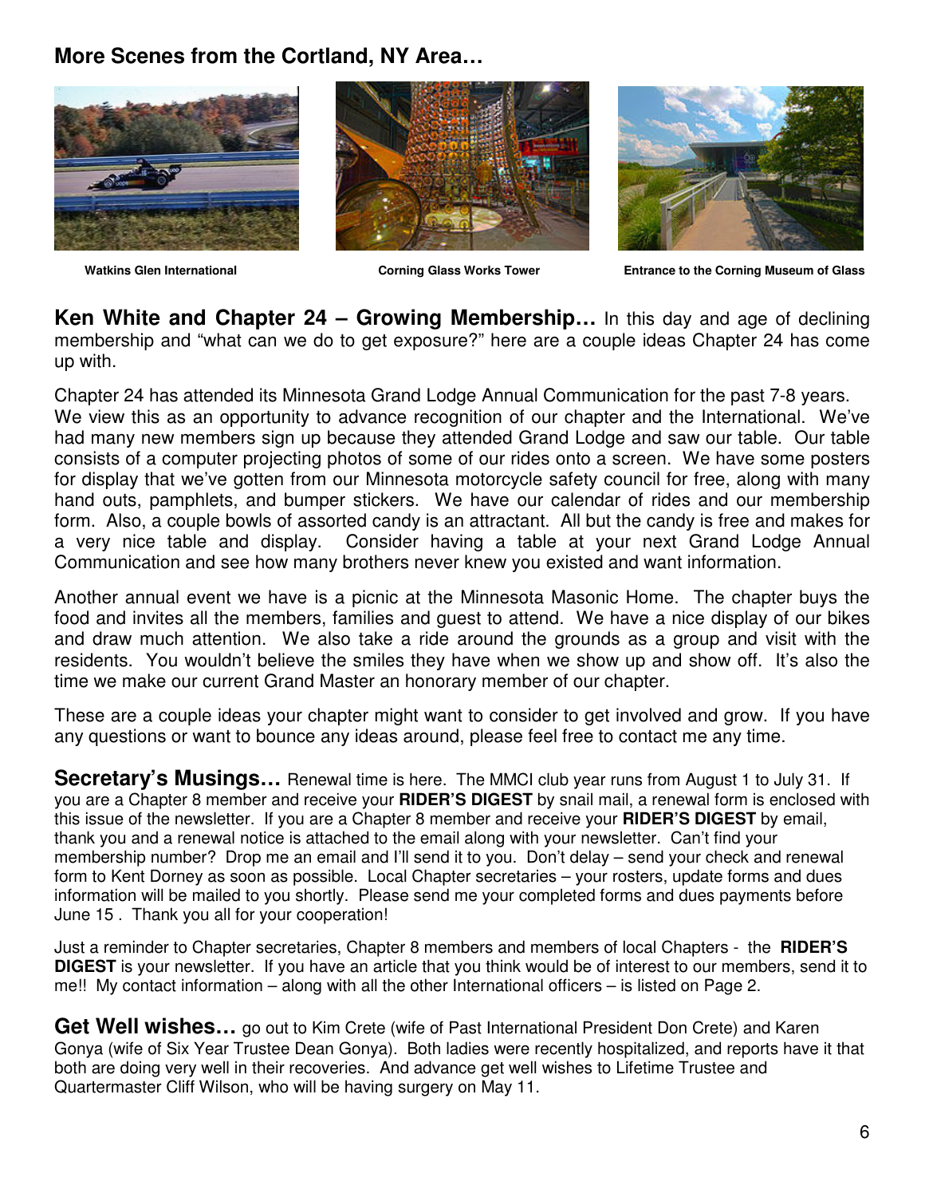## More Scenes from the Cortland, NY Area…

Watkins Glen International

Corning Glass Works Tower

Entrance to the Corning Museum of Glass

**Ken White and Chapter 24 – Growing Membership…** In this day and age of declining membership and "what can we do to get exposure?" here are a couple ideas Chapter 24 has come up with.

Chapter 24 has attended its Minnesota Grand Lodge Annual Communication for the past 7-8 years. We view this as an opportunity to advance recognition of our chapter and the International. We've had many new members sign up because they attended Grand Lodge and saw our table. Our table consists of a computer projecting photos of some of our rides onto a screen. We have some posters for display that we've gotten from our Minnesota motorcycle safety council for free, along with many hand outs, pamphlets, and bumper stickers. We have our calendar of rides and our membership form. Also, a couple bowls of assorted candy is an attractant. All but the candy is free and makes for a very nice table and display. Consider having a table at your next Grand Lodge Annual Communication and see how many brothers never knew you existed and want information.

Another annual event we have is a picnic at the Minnesota Masonic Home. The chapter buys the food and invites all the members, families and guest to attend. We have a nice display of our bikes and draw much attention. We also take a ride around the grounds as a group and visit with the residents. You wouldn't believe the smiles they have when we show up and show off. It's also the time we make our current Grand Master an honorary member of our chapter.

These are a couple ideas your chapter might want to consider to get involved and grow. If you have any questions or want to bounce any ideas around, please feel free to contact me any time.

**Secretary's Musings…** Renewal time is here. The MMCI club year runs from August 1 to July 31. If you are a Chapter 8 member and receive your **RIDER'S DIGEST** by snail mail, a renewal form is enclosed with this issue of the newsletter. If you are a Chapter 8 member and receive your **RIDER'S DIGEST** by email, thank you and a renewal notice is attached to the email along with your newsletter. Can't find your membership number? Drop me an email and I'll send it to you. Don't delay – send your check and renewal form to Kent Dorney as soon as possible. Local Chapter secretaries – your rosters, update forms and dues information will be mailed to you shortly. Please send me your completed forms and dues payments before June 15 . Thank you all for your cooperation!

Just a reminder to Chapter secretaries, Chapter 8 members and members of local Chapters - the **RIDER'S DIGEST** is your newsletter. If you have an article that you think would be of interest to our members, send it to me!! My contact information – along with all the other International officers – is listed on Page 2.

**Get Well wishes…** go out to Kim Crete (wife of Past International President Don Crete) and Karen Gonya (wife of Six Year Trustee Dean Gonya). Both ladies were recently hospitalized, and reports have it that both are doing very well in their recoveries. And advance get well wishes to Lifetime Trustee and Quartermaster Cliff Wilson, who will be having surgery on May 11.